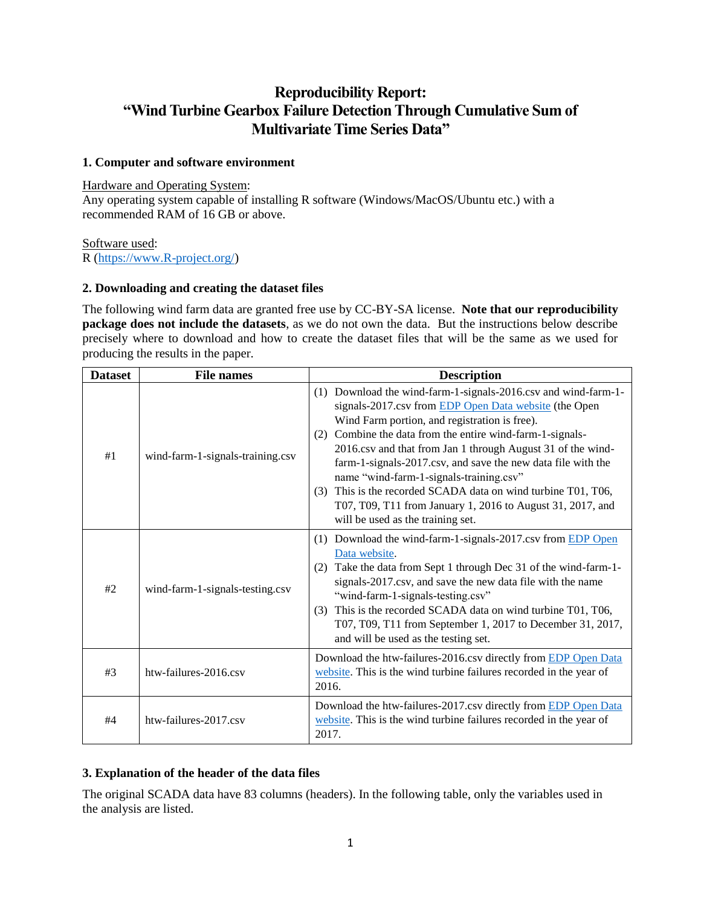# Reproducibility Report: "Wind Turbine Gearbox Failure Detection Through Cumulative Sum of Multivariate Time Series Data"

## 1. Computer and software environment

Hardware and Operating System:
Any operating system capable of installing R software (Windows/MacOS/Ubuntu etc.) with a recommended RAM of 16 GB or above.

Software used:
R (https://www.R-project.org/)

## 2. Downloading and creating the dataset files

The following wind farm data are granted free use by CC-BY-SA license. **Note that our reproducibility package does not include the datasets**, as we do not own the data. But the instructions below describe precisely where to download and how to create the dataset files that will be the same as we used for producing the results in the paper.

| Dataset | File names | Description |
|---|---|---|
| #1 | wind-farm-1-signals-training.csv | (1) Download the wind-farm-1-signals-2016.csv and wind-farm-1-signals-2017.csv from EDP Open Data website (the Open Wind Farm portion, and registration is free). (2) Combine the data from the entire wind-farm-1-signals-2016.csv and that from Jan 1 through August 31 of the wind-farm-1-signals-2017.csv, and save the new data file with the name "wind-farm-1-signals-training.csv" (3) This is the recorded SCADA data on wind turbine T01, T06, T07, T09, T11 from January 1, 2016 to August 31, 2017, and will be used as the training set. |
| #2 | wind-farm-1-signals-testing.csv | (1) Download the wind-farm-1-signals-2017.csv from EDP Open Data website. (2) Take the data from Sept 1 through Dec 31 of the wind-farm-1-signals-2017.csv, and save the new data file with the name "wind-farm-1-signals-testing.csv" (3) This is the recorded SCADA data on wind turbine T01, T06, T07, T09, T11 from September 1, 2017 to December 31, 2017, and will be used as the testing set. |
| #3 | htw-failures-2016.csv | Download the htw-failures-2016.csv directly from EDP Open Data website. This is the wind turbine failures recorded in the year of 2016. |
| #4 | htw-failures-2017.csv | Download the htw-failures-2017.csv directly from EDP Open Data website. This is the wind turbine failures recorded in the year of 2017. |

## 3. Explanation of the header of the data files

The original SCADA data have 83 columns (headers). In the following table, only the variables used in the analysis are listed.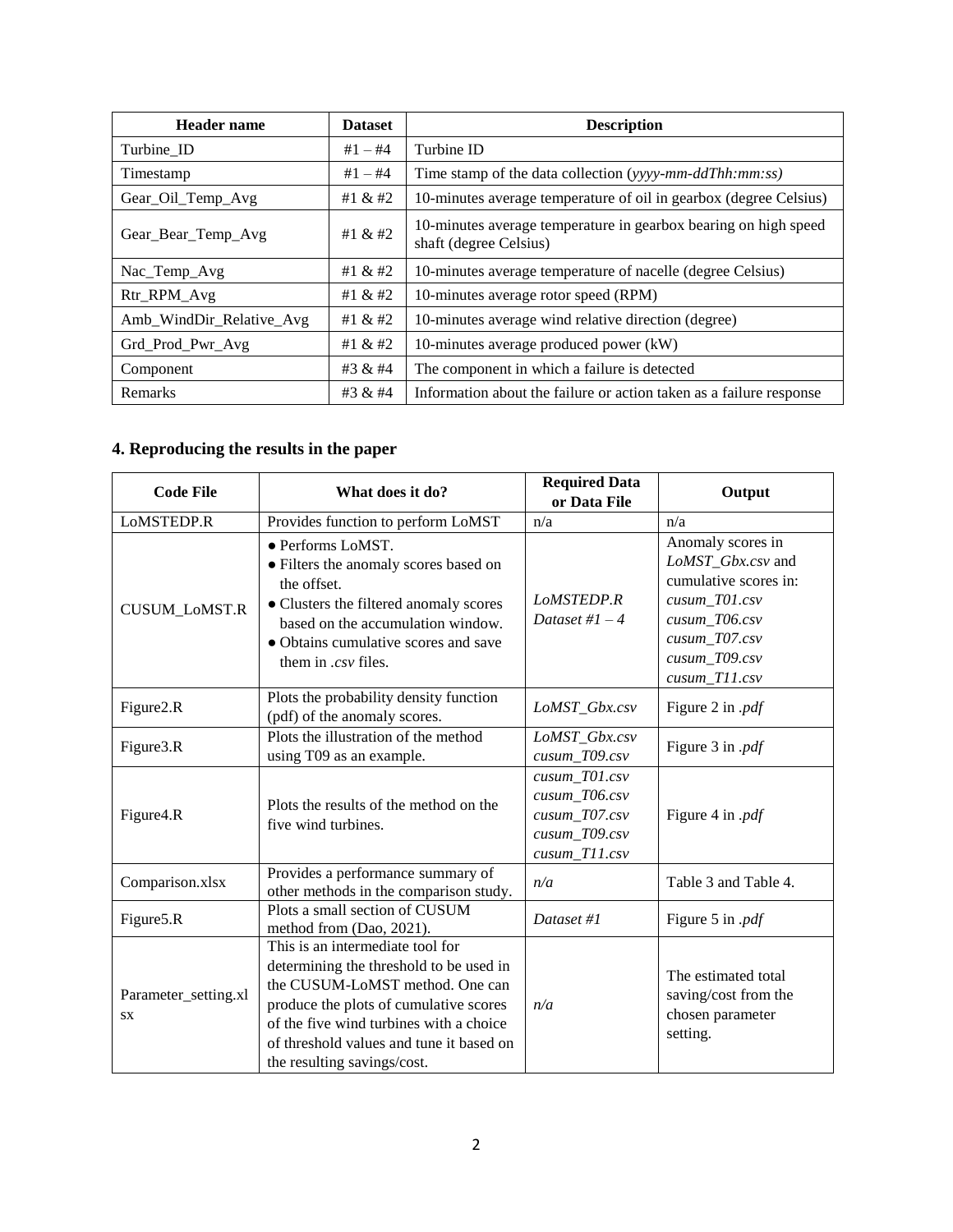| Header name | Dataset | Description |
| --- | --- | --- |
| Turbine_ID | #1 – #4 | Turbine ID |
| Timestamp | #1 – #4 | Time stamp of the data collection (*yyyy-mm-ddThh:mm:ss)* |
| Gear_Oil_Temp_Avg | #1 & #2 | 10-minutes average temperature of oil in gearbox (degree Celsius) |
| Gear_Bear_Temp_Avg | #1 & #2 | 10-minutes average temperature in gearbox bearing on high speed shaft (degree Celsius) |
| Nac_Temp_Avg | #1 & #2 | 10-minutes average temperature of nacelle (degree Celsius) |
| Rtr_RPM_Avg | #1 & #2 | 10-minutes average rotor speed (RPM) |
| Amb_WindDir_Relative_Avg | #1 & #2 | 10-minutes average wind relative direction (degree) |
| Grd_Prod_Pwr_Avg | #1 & #2 | 10-minutes average produced power (kW) |
| Component | #3 & #4 | The component in which a failure is detected |
| Remarks | #3 & #4 | Information about the failure or action taken as a failure response |

## 4. Reproducing the results in the paper

| Code File | What does it do? | Required Data or Data File | Output |
| --- | --- | --- | --- |
| LoMSTEDP.R | Provides function to perform LoMST | n/a | n/a |
| CUSUM_LoMST.R | • Performs LoMST.<br>• Filters the anomaly scores based on the offset.<br>• Clusters the filtered anomaly scores based on the accumulation window.<br>• Obtains cumulative scores and save them in *.csv* files. | *LoMSTEDP.R*<br>*Dataset #1 – 4* | Anomaly scores in *LoMST_Gbx.csv* and cumulative scores in:<br>*cusum_T01.csv*<br>*cusum_T06.csv*<br>*cusum_T07.csv*<br>*cusum_T09.csv*<br>*cusum_T11.csv* |
| Figure2.R | Plots the probability density function (pdf) of the anomaly scores. | *LoMST_Gbx.csv* | Figure 2 in *.pdf* |
| Figure3.R | Plots the illustration of the method using T09 as an example. | *LoMST_Gbx.csv*<br>*cusum_T09.csv* | Figure 3 in *.pdf* |
| Figure4.R | Plots the results of the method on the five wind turbines. | *cusum_T01.csv*<br>*cusum_T06.csv*<br>*cusum_T07.csv*<br>*cusum_T09.csv*<br>*cusum_T11.csv* | Figure 4 in *.pdf* |
| Comparison.xlsx | Provides a performance summary of other methods in the comparison study. | *n/a* | Table 3 and Table 4. |
| Figure5.R | Plots a small section of CUSUM method from (Dao, 2021). | *Dataset #1* | Figure 5 in *.pdf* |
| Parameter_setting.xlsx | This is an intermediate tool for determining the threshold to be used in the CUSUM-LoMST method. One can produce the plots of cumulative scores of the five wind turbines with a choice of threshold values and tune it based on the resulting savings/cost. | *n/a* | The estimated total saving/cost from the chosen parameter setting. |